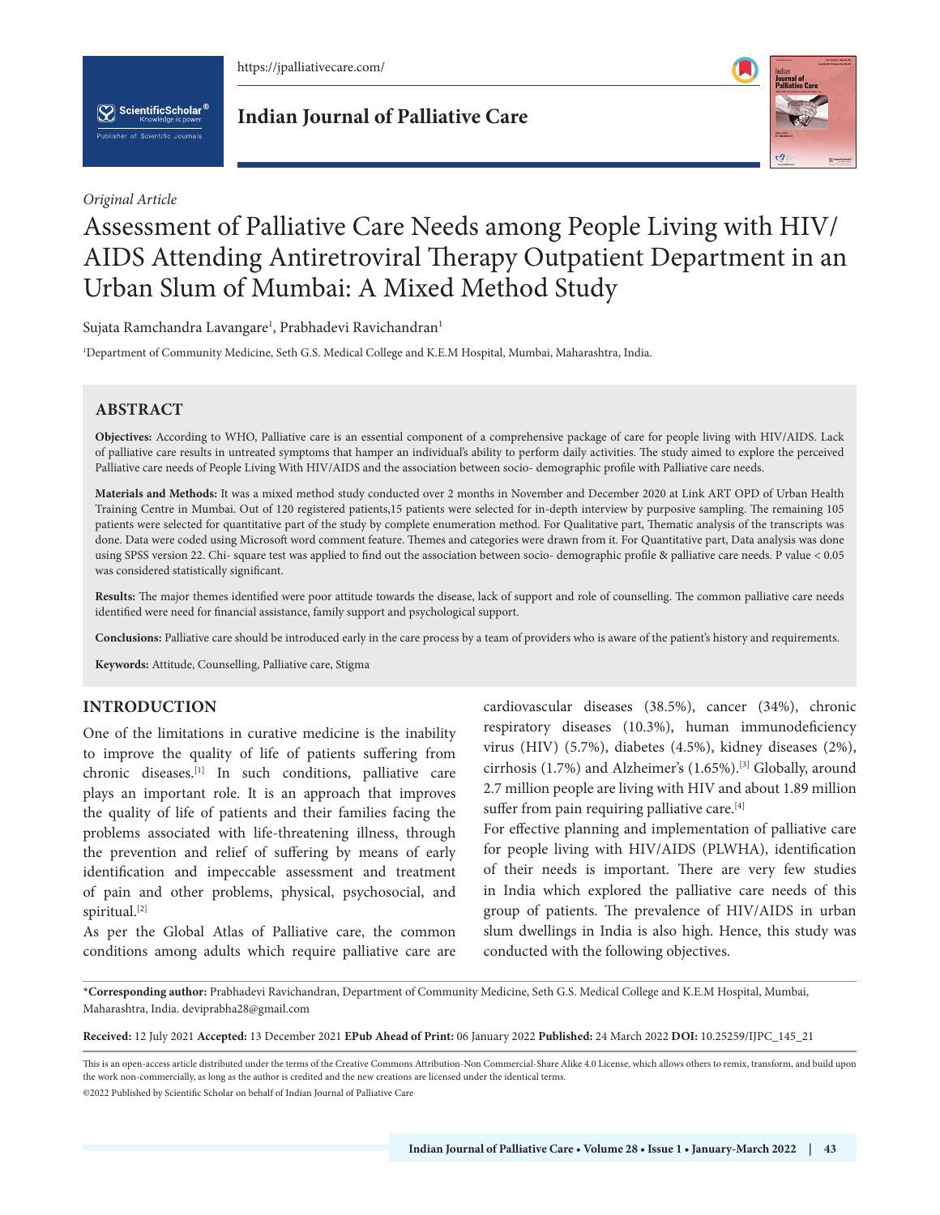*Original Article*

# Assessment of Palliative Care Needs among People Living with HIV/AIDS Attending Antiretroviral Therapy Outpatient Department in an Urban Slum of Mumbai: A Mixed Method Study

Sujata Ramchandra Lavangare[1], Prabhadevi Ravichandran[1]

[1]Department of Community Medicine, Seth G.S. Medical College and K.E.M Hospital, Mumbai, Maharashtra, India.

## ABSTRACT

**Objectives:** According to WHO, Palliative care is an essential component of a comprehensive package of care for people living with HIV/AIDS. Lack of palliative care results in untreated symptoms that hamper an individual's ability to perform daily activities. The study aimed to explore the perceived Palliative care needs of People Living With HIV/AIDS and the association between socio- demographic profile with Palliative care needs.

**Materials and Methods:** It was a mixed method study conducted over 2 months in November and December 2020 at Link ART OPD of Urban Health Training Centre in Mumbai. Out of 120 registered patients,15 patients were selected for in-depth interview by purposive sampling. The remaining 105 patients were selected for quantitative part of the study by complete enumeration method. For Qualitative part, Thematic analysis of the transcripts was done. Data were coded using Microsoft word comment feature. Themes and categories were drawn from it. For Quantitative part, Data analysis was done using SPSS version 22. Chi- square test was applied to find out the association between socio- demographic profile & palliative care needs. P value < 0.05 was considered statistically significant.

**Results:** The major themes identified were poor attitude towards the disease, lack of support and role of counselling. The common palliative care needs identified were need for financial assistance, family support and psychological support.

**Conclusions:** Palliative care should be introduced early in the care process by a team of providers who is aware of the patient's history and requirements.

**Keywords:** Attitude, Counselling, Palliative care, Stigma

## INTRODUCTION

One of the limitations in curative medicine is the inability to improve the quality of life of patients suffering from chronic diseases.[1] In such conditions, palliative care plays an important role. It is an approach that improves the quality of life of patients and their families facing the problems associated with life-threatening illness, through the prevention and relief of suffering by means of early identification and impeccable assessment and treatment of pain and other problems, physical, psychosocial, and spiritual.[2]

As per the Global Atlas of Palliative care, the common conditions among adults which require palliative care are cardiovascular diseases (38.5%), cancer (34%), chronic respiratory diseases (10.3%), human immunodeficiency virus (HIV) (5.7%), diabetes (4.5%), kidney diseases (2%), cirrhosis (1.7%) and Alzheimer's (1.65%).[3] Globally, around 2.7 million people are living with HIV and about 1.89 million suffer from pain requiring palliative care.[4]

For effective planning and implementation of palliative care for people living with HIV/AIDS (PLWHA), identification of their needs is important. There are very few studies in India which explored the palliative care needs of this group of patients. The prevalence of HIV/AIDS in urban slum dwellings in India is also high. Hence, this study was conducted with the following objectives.

*Corresponding author: Prabhadevi Ravichandran, Department of Community Medicine, Seth G.S. Medical College and K.E.M Hospital, Mumbai, Maharashtra, India. deviprabha28@gmail.com

**Received:** 12 July 2021 **Accepted:** 13 December 2021 **EPub Ahead of Print:** 06 January 2022 **Published:** 24 March 2022 **DOI:** 10.25259/IJPC_145_21

This is an open-access article distributed under the terms of the Creative Commons Attribution-Non Commercial-Share Alike 4.0 License, which allows others to remix, transform, and build upon the work non-commercially, as long as the author is credited and the new creations are licensed under the identical terms.

©2022 Published by Scientific Scholar on behalf of Indian Journal of Palliative Care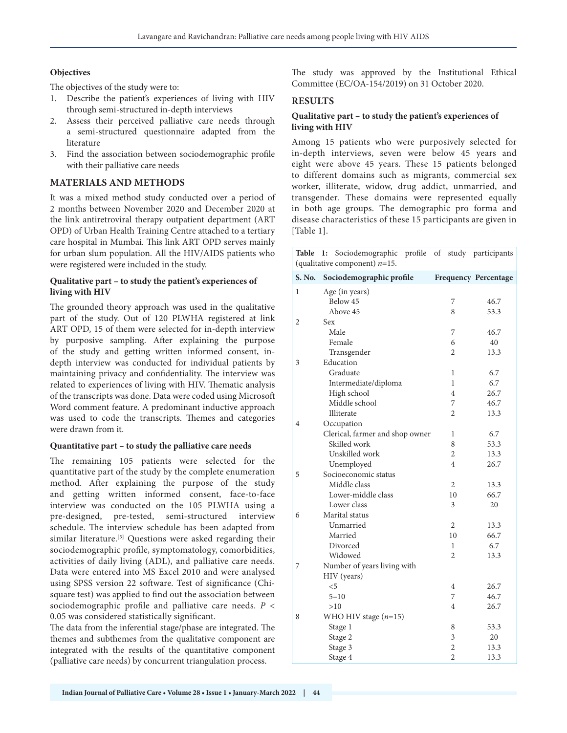### Objectives

The objectives of the study were to:

1. Describe the patient's experiences of living with HIV through semi-structured in-depth interviews
2. Assess their perceived palliative care needs through a semi-structured questionnaire adapted from the literature
3. Find the association between sociodemographic profile with their palliative care needs

## MATERIALS AND METHODS

It was a mixed method study conducted over a period of 2 months between November 2020 and December 2020 at the link antiretroviral therapy outpatient department (ART OPD) of Urban Health Training Centre attached to a tertiary care hospital in Mumbai. This link ART OPD serves mainly for urban slum population. All the HIV/AIDS patients who were registered were included in the study.

### Qualitative part – to study the patient's experiences of living with HIV

The grounded theory approach was used in the qualitative part of the study. Out of 120 PLWHA registered at link ART OPD, 15 of them were selected for in-depth interview by purposive sampling. After explaining the purpose of the study and getting written informed consent, in-depth interview was conducted for individual patients by maintaining privacy and confidentiality. The interview was related to experiences of living with HIV. Thematic analysis of the transcripts was done. Data were coded using Microsoft Word comment feature. A predominant inductive approach was used to code the transcripts. Themes and categories were drawn from it.

### Quantitative part – to study the palliative care needs

The remaining 105 patients were selected for the quantitative part of the study by the complete enumeration method. After explaining the purpose of the study and getting written informed consent, face-to-face interview was conducted on the 105 PLWHA using a pre-designed, pre-tested, semi-structured interview schedule. The interview schedule has been adapted from similar literature.[5] Questions were asked regarding their sociodemographic profile, symptomatology, comorbidities, activities of daily living (ADL), and palliative care needs. Data were entered into MS Excel 2010 and were analysed using SPSS version 22 software. Test of significance (Chi-square test) was applied to find out the association between sociodemographic profile and palliative care needs. $P < 0.05$ was considered statistically significant.

The data from the inferential stage/phase are integrated. The themes and subthemes from the qualitative component are integrated with the results of the quantitative component (palliative care needs) by concurrent triangulation process.

The study was approved by the Institutional Ethical Committee (EC/OA-154/2019) on 31 October 2020.

## RESULTS

### Qualitative part – to study the patient's experiences of living with HIV

Among 15 patients who were purposively selected for in-depth interviews, seven were below 45 years and eight were above 45 years. These 15 patients belonged to different domains such as migrants, commercial sex worker, illiterate, widow, drug addict, unmarried, and transgender. These domains were represented equally in both age groups. The demographic pro forma and disease characteristics of these 15 participants are given in [Table 1].

**Table 1:** Sociodemographic profile of study participants (qualitative component) *n*=15.

| S. No. | Sociodemographic profile | Frequency | Percentage |
|---|---|---|---|
| 1 | Age (in years) | | |
| | Below 45 | 7 | 46.7 |
| | Above 45 | 8 | 53.3 |
| 2 | Sex | | |
| | Male | 7 | 46.7 |
| | Female | 6 | 40 |
| | Transgender | 2 | 13.3 |
| 3 | Education | | |
| | Graduate | 1 | 6.7 |
| | Intermediate/diploma | 1 | 6.7 |
| | High school | 4 | 26.7 |
| | Middle school | 7 | 46.7 |
| | Illiterate | 2 | 13.3 |
| 4 | Occupation | | |
| | Clerical, farmer and shop owner | 1 | 6.7 |
| | Skilled work | 8 | 53.3 |
| | Unskilled work | 2 | 13.3 |
| | Unemployed | 4 | 26.7 |
| 5 | Socioeconomic status | | |
| | Middle class | 2 | 13.3 |
| | Lower-middle class | 10 | 66.7 |
| | Lower class | 3 | 20 |
| 6 | Marital status | | |
| | Unmarried | 2 | 13.3 |
| | Married | 10 | 66.7 |
| | Divorced | 1 | 6.7 |
| | Widowed | 2 | 13.3 |
| 7 | Number of years living with HIV (years) | | |
| | <5 | 4 | 26.7 |
| | 5–10 | 7 | 46.7 |
| | >10 | 4 | 26.7 |
| 8 | WHO HIV stage (*n*=15) | | |
| | Stage 1 | 8 | 53.3 |
| | Stage 2 | 3 | 20 |
| | Stage 3 | 2 | 13.3 |
| | Stage 4 | 2 | 13.3 |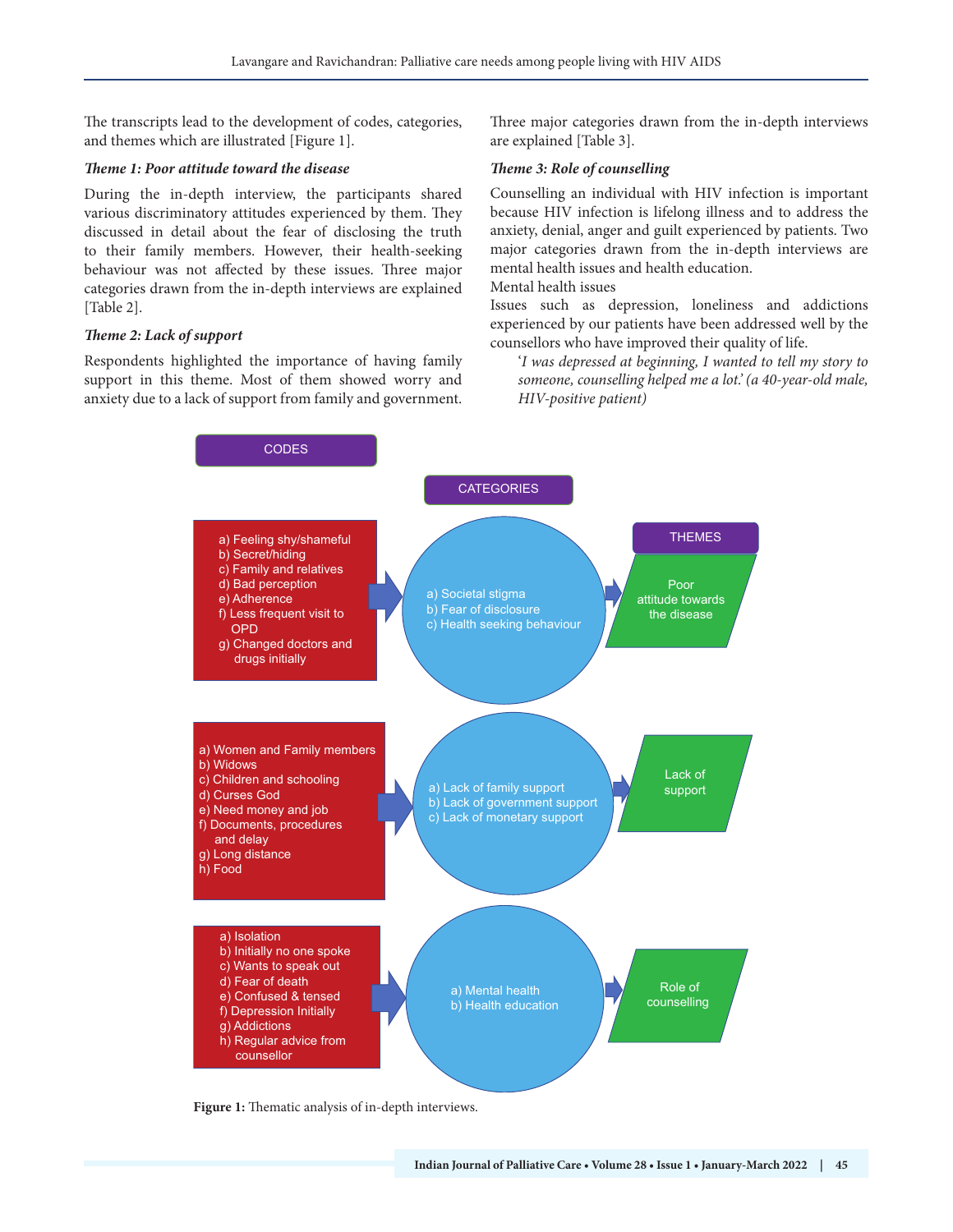The transcripts lead to the development of codes, categories, and themes which are illustrated [Figure 1].

### *Theme 1: Poor attitude toward the disease*

During the in-depth interview, the participants shared various discriminatory attitudes experienced by them. They discussed in detail about the fear of disclosing the truth to their family members. However, their health-seeking behaviour was not affected by these issues. Three major categories drawn from the in-depth interviews are explained [Table 2].

### *Theme 2: Lack of support*

Respondents highlighted the importance of having family support in this theme. Most of them showed worry and anxiety due to a lack of support from family and government. Three major categories drawn from the in-depth interviews are explained [Table 3].

### *Theme 3: Role of counselling*

Counselling an individual with HIV infection is important because HIV infection is lifelong illness and to address the anxiety, denial, anger and guilt experienced by patients. Two major categories drawn from the in-depth interviews are mental health issues and health education.

Mental health issues

Issues such as depression, loneliness and addictions experienced by our patients have been addressed well by the counsellors who have improved their quality of life.

> '*I was depressed at beginning, I wanted to tell my story to someone, counselling helped me a lot.' (a 40-year-old male, HIV-positive patient)*

| CODES | CATEGORIES | THEMES |
| --- | --- | --- |
| a) Feeling shy/shameful<br>b) Secret/hiding<br>c) Family and relatives<br>d) Bad perception<br>e) Adherence<br>f) Less frequent visit to OPD<br>g) Changed doctors and drugs initially | a) Societal stigma<br>b) Fear of disclosure<br>c) Health seeking behaviour | Poor attitude towards the disease |
| a) Women and Family members<br>b) Widows<br>c) Children and schooling<br>d) Curses God<br>e) Need money and job<br>f) Documents, procedures and delay<br>g) Long distance<br>h) Food | a) Lack of family support<br>b) Lack of government support<br>c) Lack of monetary support | Lack of support |
| a) Isolation<br>b) Initially no one spoke<br>c) Wants to speak out<br>d) Fear of death<br>e) Confused & tensed<br>f) Depression Initially<br>g) Addictions<br>h) Regular advice from counsellor | a) Mental health<br>b) Health education | Role of counselling |

**Figure 1:** Thematic analysis of in-depth interviews.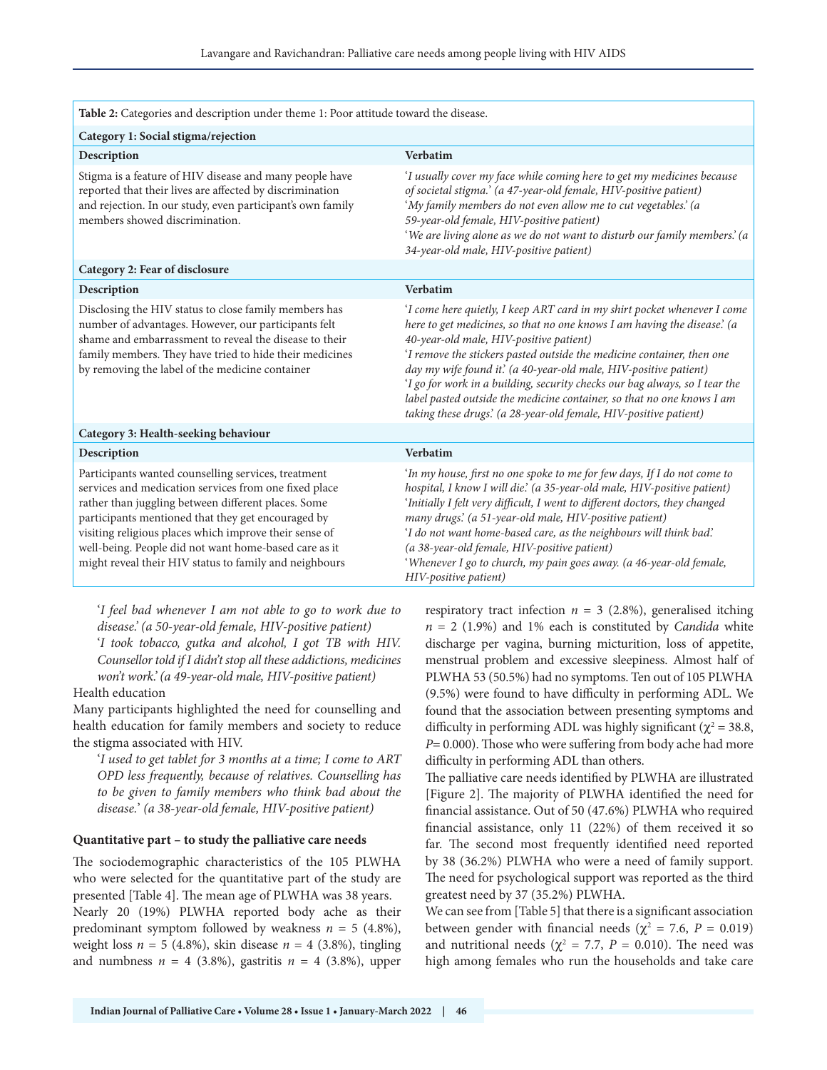**Table 2:** Categories and description under theme 1: Poor attitude toward the disease.

| Description | Verbatim |
|---|---|
| **Category 1: Social stigma/rejection** | |
| Stigma is a feature of HIV disease and many people have reported that their lives are affected by discrimination and rejection. In our study, even participant's own family members showed discrimination. | '*I usually cover my face while coming here to get my medicines because of societal stigma.' (a 47-year-old female, HIV-positive patient)* '*My family members do not even allow me to cut vegetables.' (a 59-year-old female, HIV-positive patient)* '*We are living alone as we do not want to disturb our family members.' (a 34-year-old male, HIV-positive patient)* |
| **Category 2: Fear of disclosure** | |
| Disclosing the HIV status to close family members has number of advantages. However, our participants felt shame and embarrassment to reveal the disease to their family members. They have tried to hide their medicines by removing the label of the medicine container | '*I come here quietly, I keep ART card in my shirt pocket whenever I come here to get medicines, so that no one knows I am having the disease.' (a 40-year-old male, HIV-positive patient)* '*I remove the stickers pasted outside the medicine container, then one day my wife found it.' (a 40-year-old male, HIV-positive patient)* '*I go for work in a building, security checks our bag always, so I tear the label pasted outside the medicine container, so that no one knows I am taking these drugs.' (a 28-year-old female, HIV-positive patient)* |
| **Category 3: Health-seeking behaviour** | |
| Participants wanted counselling services, treatment services and medication services from one fixed place rather than juggling between different places. Some participants mentioned that they get encouraged by visiting religious places which improve their sense of well-being. People did not want home-based care as it might reveal their HIV status to family and neighbours | '*In my house, first no one spoke to me for few days, If I do not come to hospital, I know I will die.' (a 35-year-old male, HIV-positive patient)* '*Initially I felt very difficult, I went to different doctors, they changed many drugs.' (a 51-year-old male, HIV-positive patient)* '*I do not want home-based care, as the neighbours will think bad.' (a 38-year-old female, HIV-positive patient)* '*Whenever I go to church, my pain goes away. (a 46-year-old female, HIV-positive patient)* |

'*I feel bad whenever I am not able to go to work due to disease.' (a 50-year-old female, HIV-positive patient)*

'*I took tobacco, gutka and alcohol, I got TB with HIV. Counsellor told if I didn't stop all these addictions, medicines won't work.' (a 49-year-old male, HIV-positive patient)*

Health education

Many participants highlighted the need for counselling and health education for family members and society to reduce the stigma associated with HIV.

'*I used to get tablet for 3 months at a time; I come to ART OPD less frequently, because of relatives. Counselling has to be given to family members who think bad about the disease.' (a 38-year-old female, HIV-positive patient)*

#### Quantitative part – to study the palliative care needs

The sociodemographic characteristics of the 105 PLWHA who were selected for the quantitative part of the study are presented [Table 4]. The mean age of PLWHA was 38 years.

Nearly 20 (19%) PLWHA reported body ache as their predominant symptom followed by weakness $n = 5$ (4.8%), weight loss $n = 5$ (4.8%), skin disease $n = 4$ (3.8%), tingling and numbness $n = 4$ (3.8%), gastritis $n = 4$ (3.8%), upper respiratory tract infection $n = 3$ (2.8%), generalised itching $n = 2$ (1.9%) and 1% each is constituted by *Candida* white discharge per vagina, burning micturition, loss of appetite, menstrual problem and excessive sleepiness. Almost half of PLWHA 53 (50.5%) had no symptoms. Ten out of 105 PLWHA (9.5%) were found to have difficulty in performing ADL. We found that the association between presenting symptoms and difficulty in performing ADL was highly significant ($\chi^2 = 38.8$, $P = 0.000$). Those who were suffering from body ache had more difficulty in performing ADL than others.

The palliative care needs identified by PLWHA are illustrated [Figure 2]. The majority of PLWHA identified the need for financial assistance. Out of 50 (47.6%) PLWHA who required financial assistance, only 11 (22%) of them received it so far. The second most frequently identified need reported by 38 (36.2%) PLWHA who were a need of family support. The need for psychological support was reported as the third greatest need by 37 (35.2%) PLWHA.

We can see from [Table 5] that there is a significant association between gender with financial needs ($\chi^2 = 7.6$, $P = 0.019$) and nutritional needs ($\chi^2 = 7.7$, $P = 0.010$). The need was high among females who run the households and take care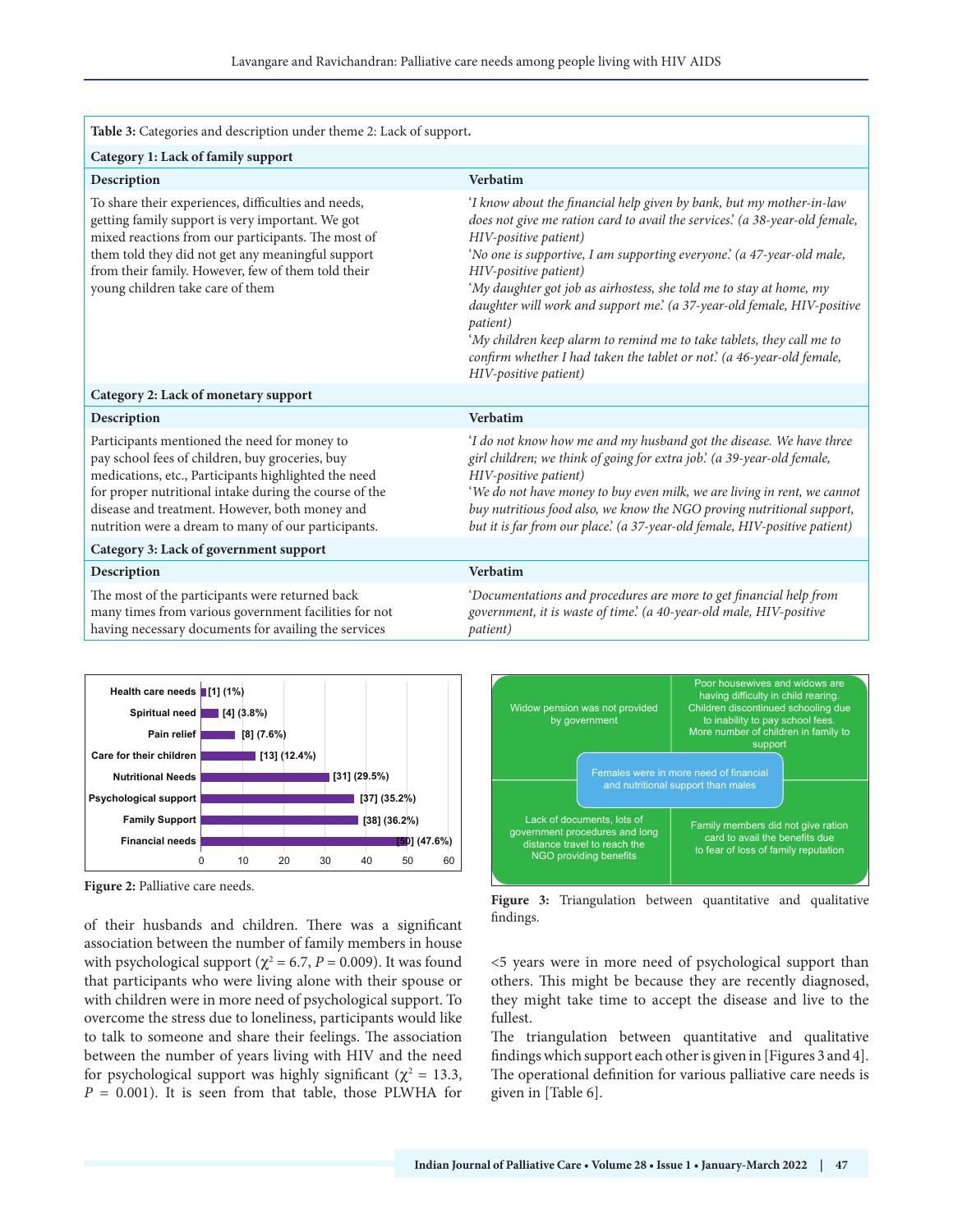**Table 3:** Categories and description under theme 2: Lack of support.

| Description | Verbatim |
|---|---|
| **Category 1: Lack of family support** | |
| To share their experiences, difficulties and needs, getting family support is very important. We got mixed reactions from our participants. The most of them told they did not get any meaningful support from their family. However, few of them told their young children take care of them | '*I know about the financial help given by bank, but my mother-in-law does not give me ration card to avail the services.' (a 38-year-old female, HIV-positive patient)* '*No one is supportive, I am supporting everyone.' (a 47-year-old male, HIV-positive patient)* '*My daughter got job as airhostess, she told me to stay at home, my daughter will work and support me.' (a 37-year-old female, HIV-positive patient)* '*My children keep alarm to remind me to take tablets, they call me to confirm whether I had taken the tablet or not.' (a 46-year-old female, HIV-positive patient)* |
| **Category 2: Lack of monetary support** | |
| Participants mentioned the need for money to pay school fees of children, buy groceries, buy medications, etc., Participants highlighted the need for proper nutritional intake during the course of the disease and treatment. However, both money and nutrition were a dream to many of our participants. | '*I do not know how me and my husband got the disease. We have three girl children; we think of going for extra job.' (a 39-year-old female, HIV-positive patient)* '*We do not have money to buy even milk, we are living in rent, we cannot buy nutritious food also, we know the NGO proving nutritional support, but it is far from our place.' (a 37-year-old female, HIV-positive patient)* |
| **Category 3: Lack of government support** | |
| The most of the participants were returned back many times from various government facilities for not having necessary documents for availing the services | '*Documentations and procedures are more to get financial help from government, it is waste of time.' (a 40-year-old male, HIV-positive patient)* |

| Palliative care need | n (%) |
|---|---|
| Health care needs | [1] (1%) |
| Spiritual need | [4] (3.8%) |
| Pain relief | [8] (7.6%) |
| Care for their children | [13] (12.4%) |
| Nutritional Needs | [31] (29.5%) |
| Psychological support | [37] (35.2%) |
| Family Support | [38] (36.2%) |
| Financial needs | [50] (47.6%) |

**Figure 2:** Palliative care needs.

Widow pension was not provided by government

Poor housewives and widows are having difficulty in child rearing. Children discontinued schooling due to inability to pay school fees. More number of children in family to support

Females were in more need of financial and nutritional support than males

Lack of documents, lots of government procedures and long distance travel to reach the NGO providing benefits

Family members did not give ration card to avail the benefits due to fear of loss of family reputation

**Figure 3:** Triangulation between quantitative and qualitative findings.

of their husbands and children. There was a significant association between the number of family members in house with psychological support ($\chi^2 = 6.7$, $P = 0.009$). It was found that participants who were living alone with their spouse or with children were in more need of psychological support. To overcome the stress due to loneliness, participants would like to talk to someone and share their feelings. The association between the number of years living with HIV and the need for psychological support was highly significant ($\chi^2 = 13.3$, $P = 0.001$). It is seen from that table, those PLWHA for <5 years were in more need of psychological support than others. This might be because they are recently diagnosed, they might take time to accept the disease and live to the fullest.

The triangulation between quantitative and qualitative findings which support each other is given in [Figures 3 and 4]. The operational definition for various palliative care needs is given in [Table 6].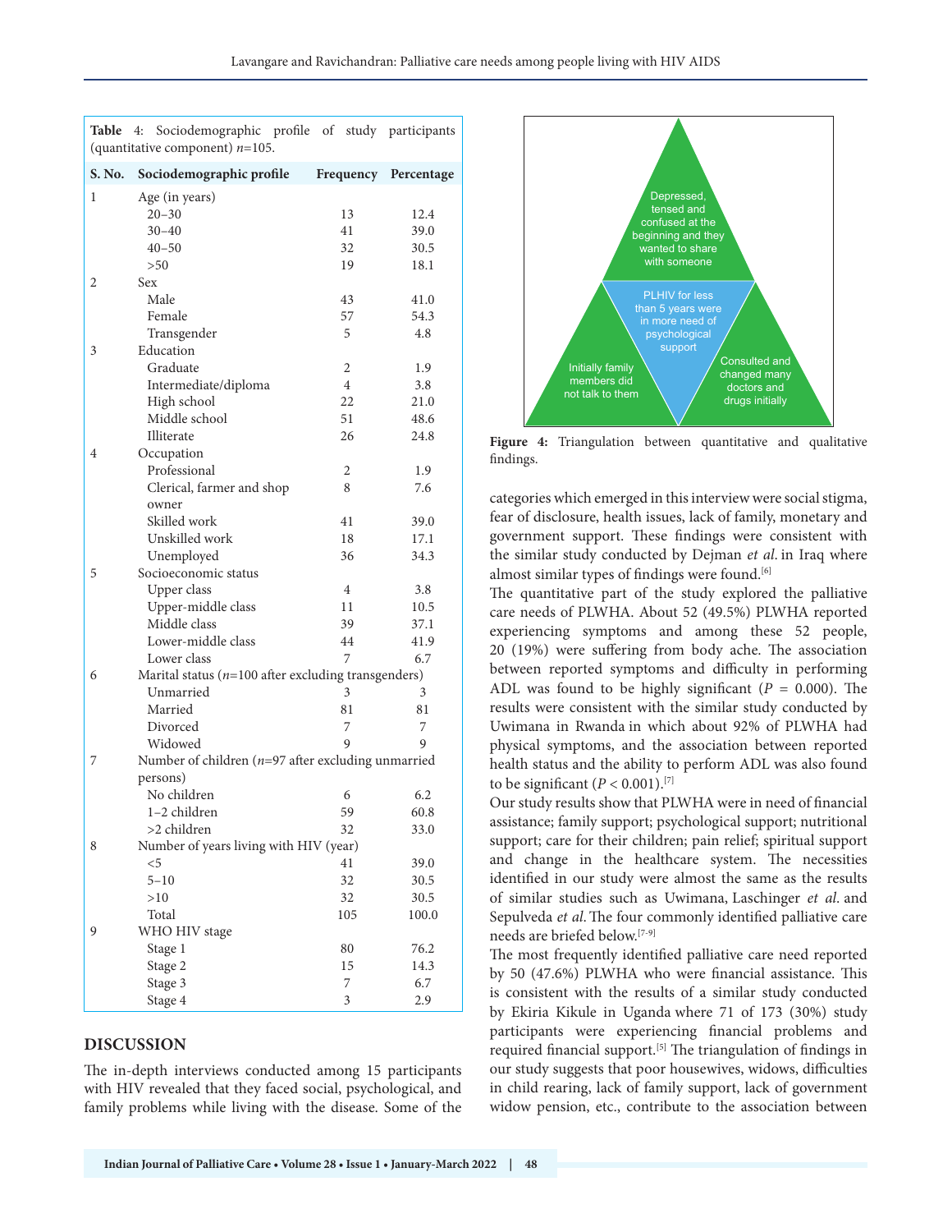**Table 4:** Sociodemographic profile of study participants (quantitative component) $n$=105.

| S. No. | Sociodemographic profile | Frequency | Percentage |
|---|---|---|---|
| 1 | Age (in years) | | |
| | 20–30 | 13 | 12.4 |
| | 30–40 | 41 | 39.0 |
| | 40–50 | 32 | 30.5 |
| | >50 | 19 | 18.1 |
| 2 | Sex | | |
| | Male | 43 | 41.0 |
| | Female | 57 | 54.3 |
| | Transgender | 5 | 4.8 |
| 3 | Education | | |
| | Graduate | 2 | 1.9 |
| | Intermediate/diploma | 4 | 3.8 |
| | High school | 22 | 21.0 |
| | Middle school | 51 | 48.6 |
| | Illiterate | 26 | 24.8 |
| 4 | Occupation | | |
| | Professional | 2 | 1.9 |
| | Clerical, farmer and shop owner | 8 | 7.6 |
| | Skilled work | 41 | 39.0 |
| | Unskilled work | 18 | 17.1 |
| | Unemployed | 36 | 34.3 |
| 5 | Socioeconomic status | | |
| | Upper class | 4 | 3.8 |
| | Upper-middle class | 11 | 10.5 |
| | Middle class | 39 | 37.1 |
| | Lower-middle class | 44 | 41.9 |
| | Lower class | 7 | 6.7 |
| 6 | Marital status ($n$=100 after excluding transgenders) | | |
| | Unmarried | 3 | 3 |
| | Married | 81 | 81 |
| | Divorced | 7 | 7 |
| | Widowed | 9 | 9 |
| 7 | Number of children ($n$=97 after excluding unmarried persons) | | |
| | No children | 6 | 6.2 |
| | 1–2 children | 59 | 60.8 |
| | >2 children | 32 | 33.0 |
| 8 | Number of years living with HIV (year) | | |
| | <5 | 41 | 39.0 |
| | 5–10 | 32 | 30.5 |
| | >10 | 32 | 30.5 |
| | Total | 105 | 100.0 |
| 9 | WHO HIV stage | | |
| | Stage 1 | 80 | 76.2 |
| | Stage 2 | 15 | 14.3 |
| | Stage 3 | 7 | 6.7 |
| | Stage 4 | 3 | 2.9 |

## DISCUSSION

The in-depth interviews conducted among 15 participants with HIV revealed that they faced social, psychological, and family problems while living with the disease. Some of the categories which emerged in this interview were social stigma, fear of disclosure, health issues, lack of family, monetary and government support. These findings were consistent with the similar study conducted by Dejman *et al.* in Iraq where almost similar types of findings were found.[6]

**Figure 4:** Triangulation between quantitative and qualitative findings.

The quantitative part of the study explored the palliative care needs of PLWHA. About 52 (49.5%) PLWHA reported experiencing symptoms and among these 52 people, 20 (19%) were suffering from body ache. The association between reported symptoms and difficulty in performing ADL was found to be highly significant ($P$ = 0.000). The results were consistent with the similar study conducted by Uwimana in Rwanda in which about 92% of PLWHA had physical symptoms, and the association between reported health status and the ability to perform ADL was also found to be significant ($P$ < 0.001).[7]

Our study results show that PLWHA were in need of financial assistance; family support; psychological support; nutritional support; care for their children; pain relief; spiritual support and change in the healthcare system. The necessities identified in our study were almost the same as the results of similar studies such as Uwimana, Laschinger *et al.* and Sepulveda *et al.* The four commonly identified palliative care needs are briefed below.[7-9]

The most frequently identified palliative care need reported by 50 (47.6%) PLWHA who were financial assistance. This is consistent with the results of a similar study conducted by Ekiria Kikule in Uganda where 71 of 173 (30%) study participants were experiencing financial problems and required financial support.[5] The triangulation of findings in our study suggests that poor housewives, widows, difficulties in child rearing, lack of family support, lack of government widow pension, etc., contribute to the association between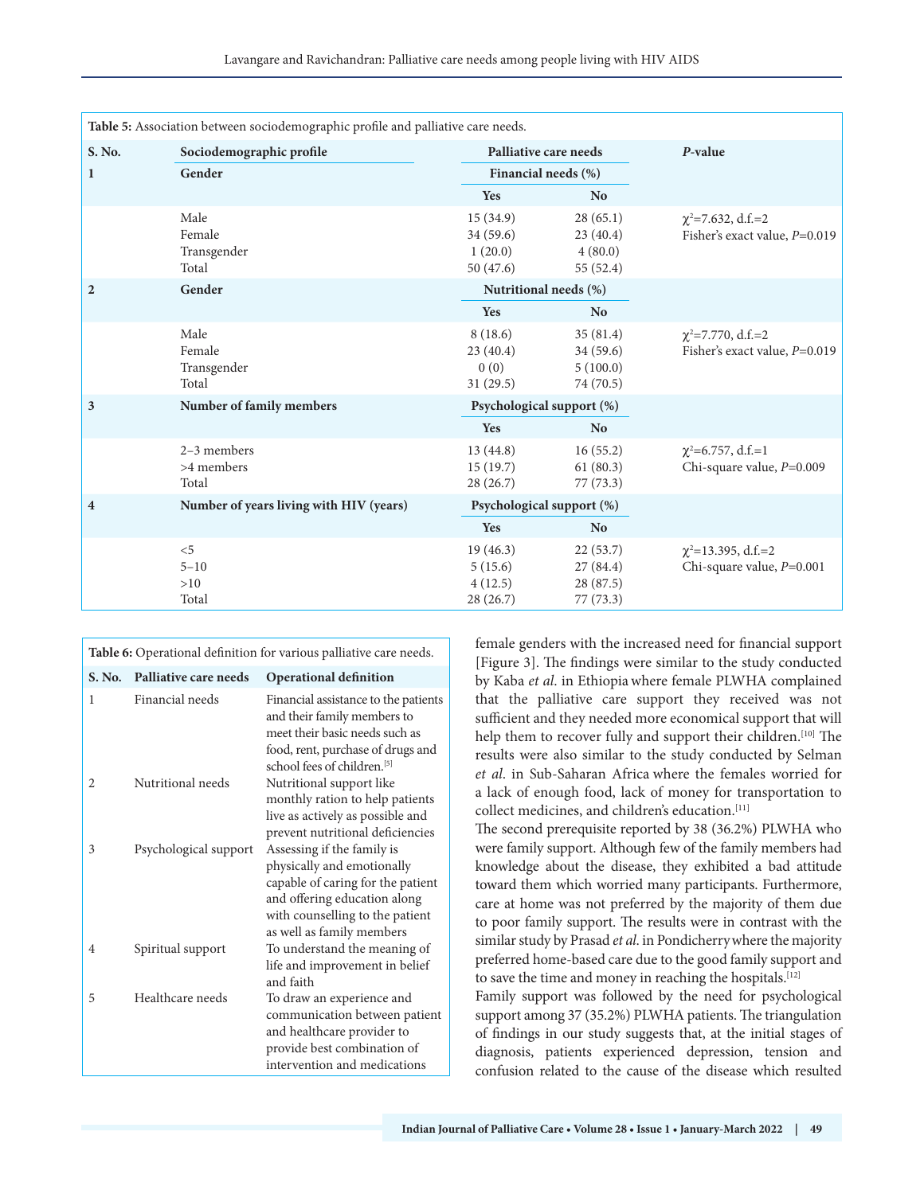**Table 5:** Association between sociodemographic profile and palliative care needs.

| S. No. | Sociodemographic profile | Palliative care needs | | *P*-value |
|---|---|---|---|---|
| 1 | **Gender** | **Financial needs (%)** | | |
| | | **Yes** | **No** | |
| | Male | 15 (34.9) | 28 (65.1) | $\chi^2$=7.632, d.f.=2 |
| | Female | 34 (59.6) | 23 (40.4) | Fisher's exact value, *P*=0.019 |
| | Transgender | 1 (20.0) | 4 (80.0) | |
| | Total | 50 (47.6) | 55 (52.4) | |
| 2 | **Gender** | **Nutritional needs (%)** | | |
| | | **Yes** | **No** | |
| | Male | 8 (18.6) | 35 (81.4) | $\chi^2$=7.770, d.f.=2 |
| | Female | 23 (40.4) | 34 (59.6) | Fisher's exact value, *P*=0.019 |
| | Transgender | 0 (0) | 5 (100.0) | |
| | Total | 31 (29.5) | 74 (70.5) | |
| 3 | **Number of family members** | **Psychological support (%)** | | |
| | | **Yes** | **No** | |
| | 2–3 members | 13 (44.8) | 16 (55.2) | $\chi^2$=6.757, d.f.=1 |
| | >4 members | 15 (19.7) | 61 (80.3) | Chi-square value, *P*=0.009 |
| | Total | 28 (26.7) | 77 (73.3) | |
| 4 | **Number of years living with HIV (years)** | **Psychological support (%)** | | |
| | | **Yes** | **No** | |
| | <5 | 19 (46.3) | 22 (53.7) | $\chi^2$=13.395, d.f.=2 |
| | 5–10 | 5 (15.6) | 27 (84.4) | Chi-square value, *P*=0.001 |
| | >10 | 4 (12.5) | 28 (87.5) | |
| | Total | 28 (26.7) | 77 (73.3) | |

**Table 6:** Operational definition for various palliative care needs.

| S. No. | Palliative care needs | Operational definition |
|---|---|---|
| 1 | Financial needs | Financial assistance to the patients and their family members to meet their basic needs such as food, rent, purchase of drugs and school fees of children.[5] |
| 2 | Nutritional needs | Nutritional support like monthly ration to help patients live as actively as possible and prevent nutritional deficiencies |
| 3 | Psychological support | Assessing if the family is physically and emotionally capable of caring for the patient and offering education along with counselling to the patient as well as family members |
| 4 | Spiritual support | To understand the meaning of life and improvement in belief and faith |
| 5 | Healthcare needs | To draw an experience and communication between patient and healthcare provider to provide best combination of intervention and medications |

female genders with the increased need for financial support [Figure 3]. The findings were similar to the study conducted by Kaba *et al*. in Ethiopia where female PLWHA complained that the palliative care support they received was not sufficient and they needed more economical support that will help them to recover fully and support their children.[10] The results were also similar to the study conducted by Selman *et al*. in Sub-Saharan Africa where the females worried for a lack of enough food, lack of money for transportation to collect medicines, and children's education.[11]

The second prerequisite reported by 38 (36.2%) PLWHA who were family support. Although few of the family members had knowledge about the disease, they exhibited a bad attitude toward them which worried many participants. Furthermore, care at home was not preferred by the majority of them due to poor family support. The results were in contrast with the similar study by Prasad *et al*. in Pondicherry where the majority preferred home-based care due to the good family support and to save the time and money in reaching the hospitals.[12]

Family support was followed by the need for psychological support among 37 (35.2%) PLWHA patients. The triangulation of findings in our study suggests that, at the initial stages of diagnosis, patients experienced depression, tension and confusion related to the cause of the disease which resulted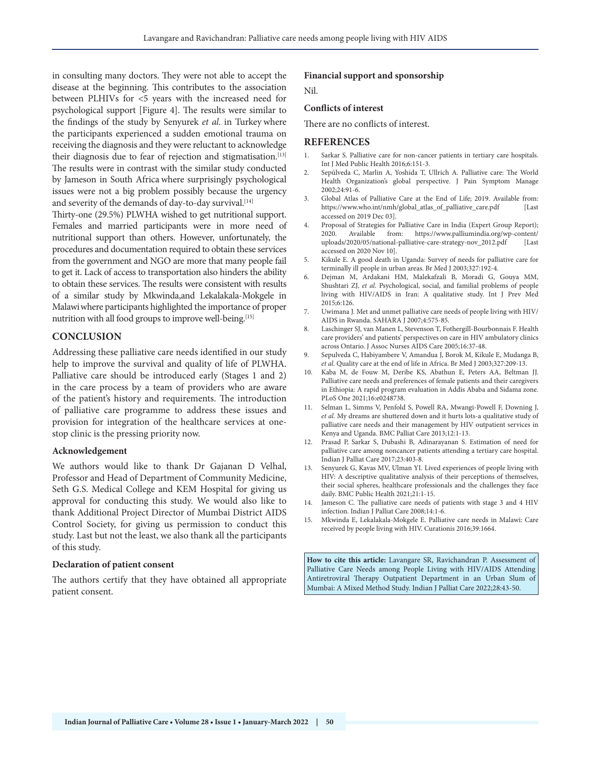in consulting many doctors. They were not able to accept the disease at the beginning. This contributes to the association between PLHIVs for <5 years with the increased need for psychological support [Figure 4]. The results were similar to the findings of the study by Senyurek *et al.* in Turkey where the participants experienced a sudden emotional trauma on receiving the diagnosis and they were reluctant to acknowledge their diagnosis due to fear of rejection and stigmatisation.[13] The results were in contrast with the similar study conducted by Jameson in South Africa where surprisingly psychological issues were not a big problem possibly because the urgency and severity of the demands of day-to-day survival.[14]

Thirty-one (29.5%) PLWHA wished to get nutritional support. Females and married participants were in more need of nutritional support than others. However, unfortunately, the procedures and documentation required to obtain these services from the government and NGO are more that many people fail to get it. Lack of access to transportation also hinders the ability to obtain these services. The results were consistent with results of a similar study by Mkwinda,and Lekalakala-Mokgele in Malawi where participants highlighted the importance of proper nutrition with all food groups to improve well-being.[15]

## CONCLUSION

Addressing these palliative care needs identified in our study help to improve the survival and quality of life of PLWHA. Palliative care should be introduced early (Stages 1 and 2) in the care process by a team of providers who are aware of the patient's history and requirements. The introduction of palliative care programme to address these issues and provision for integration of the healthcare services at one-stop clinic is the pressing priority now.

### Acknowledgement

We authors would like to thank Dr Gajanan D Velhal, Professor and Head of Department of Community Medicine, Seth G.S. Medical College and KEM Hospital for giving us approval for conducting this study. We would also like to thank Additional Project Director of Mumbai District AIDS Control Society, for giving us permission to conduct this study. Last but not the least, we also thank all the participants of this study.

### Declaration of patient consent

The authors certify that they have obtained all appropriate patient consent.

### Financial support and sponsorship

Nil.

### Conflicts of interest

There are no conflicts of interest.

## REFERENCES

1. Sarkar S. Palliative care for non-cancer patients in tertiary care hospitals. Int J Med Public Health 2016;6:151-3.
2. Sepúlveda C, Marlin A, Yoshida T, Ullrich A. Palliative care: The World Health Organization's global perspective. J Pain Symptom Manage 2002;24:91-6.
3. Global Atlas of Palliative Care at the End of Life; 2019. Available from: https://www.who.int/nmh/global_atlas_of_palliative_care.pdf [Last accessed on 2019 Dec 03].
4. Proposal of Strategies for Palliative Care in India (Expert Group Report); 2020. Available from: https://www.palliumindia.org/wp-content/uploads/2020/05/national-palliative-care-strategy-nov_2012.pdf [Last accessed on 2020 Nov 10].
5. Kikule E. A good death in Uganda: Survey of needs for palliative care for terminally ill people in urban areas. Br Med J 2003;327:192-4.
6. Dejman M, Ardakani HM, Malekafzali B, Moradi G, Gouya MM, Shushtari ZJ, *et al.* Psychological, social, and familial problems of people living with HIV/AIDS in Iran: A qualitative study. Int J Prev Med 2015;6:126.
7. Uwimana J. Met and unmet palliative care needs of people living with HIV/AIDS in Rwanda. SAHARA J 2007;4:575-85.
8. Laschinger SJ, van Manen L, Stevenson T, Fothergill-Bourbonnais F. Health care providers' and patients' perspectives on care in HIV ambulatory clinics across Ontario. J Assoc Nurses AIDS Care 2005;16:37-48.
9. Sepulveda C, Habiyambere V, Amandua J, Borok M, Kikule E, Mudanga B, *et al.* Quality care at the end of life in Africa. Br Med J 2003;327:209-13.
10. Kaba M, de Fouw M, Deribe KS, Abathun E, Peters AA, Beltman JJ. Palliative care needs and preferences of female patients and their caregivers in Ethiopia: A rapid program evaluation in Addis Ababa and Sidama zone. PLoS One 2021;16:e0248738.
11. Selman L, Simms V, Penfold S, Powell RA, Mwangi-Powell F, Downing J, *et al.* My dreams are shuttered down and it hurts lots-a qualitative study of palliative care needs and their management by HIV outpatient services in Kenya and Uganda. BMC Palliat Care 2013;12:1-13.
12. Prasad P, Sarkar S, Dubashi B, Adinarayanan S. Estimation of need for palliative care among noncancer patients attending a tertiary care hospital. Indian J Palliat Care 2017;23:403-8.
13. Senyurek G, Kavas MV, Ulman YI. Lived experiences of people living with HIV: A descriptive qualitative analysis of their perceptions of themselves, their social spheres, healthcare professionals and the challenges they face daily. BMC Public Health 2021;21:1-15.
14. Jameson C. The palliative care needs of patients with stage 3 and 4 HIV infection. Indian J Palliat Care 2008;14:1-6.
15. Mkwinda E, Lekalakala-Mokgele E. Palliative care needs in Malawi: Care received by people living with HIV. Curationis 2016;39:1664.

**How to cite this article:** Lavangare SR, Ravichandran P. Assessment of Palliative Care Needs among People Living with HIV/AIDS Attending Antiretroviral Therapy Outpatient Department in an Urban Slum of Mumbai: A Mixed Method Study. Indian J Palliat Care 2022;28:43-50.